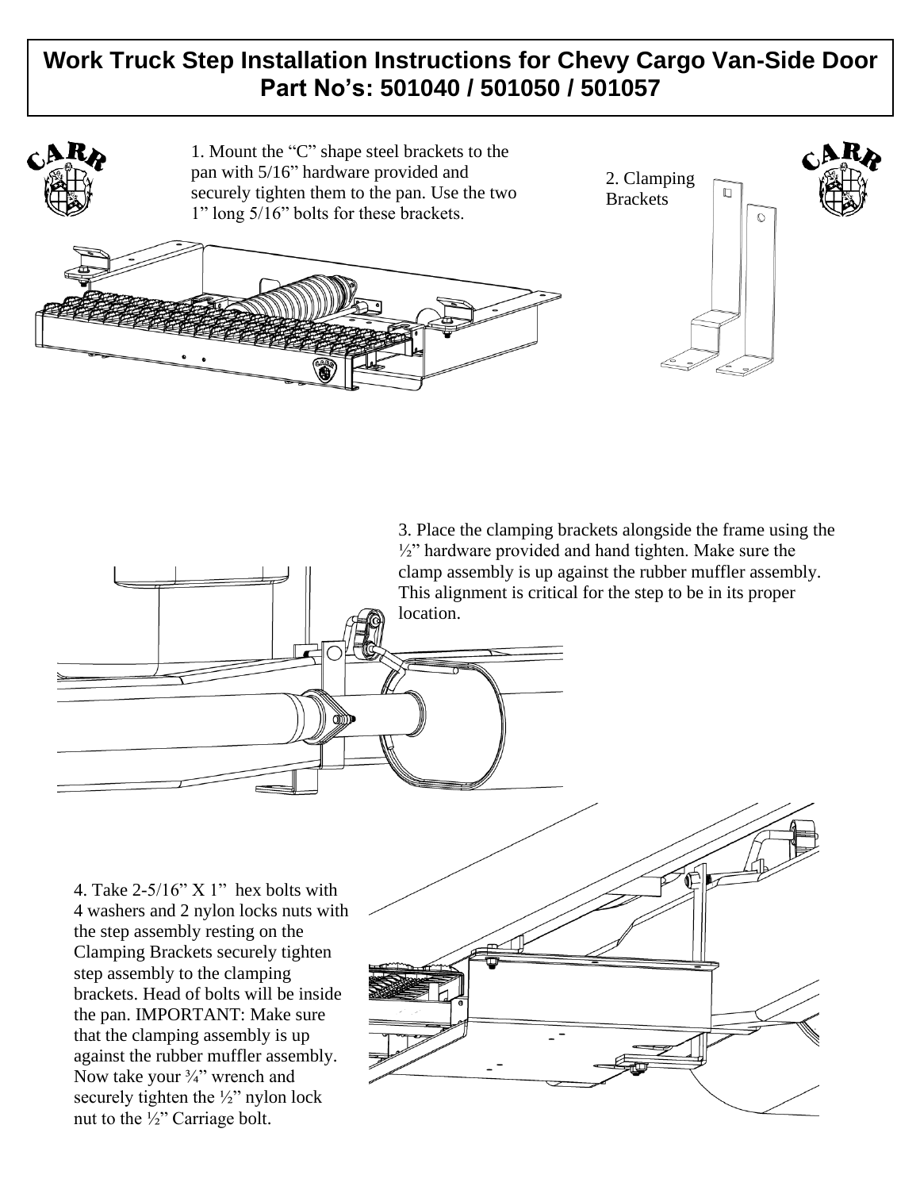# Work Truck Step Installation Instructions for Chevy Cargo Van-Side Door
## Part No's: 501040 / 501050 / 501057

1. Mount the "C" shape steel brackets to the pan with 5/16" hardware provided and securely tighten them to the pan. Use the two 1" long 5/16" bolts for these brackets.

2. Clamping Brackets

3. Place the clamping brackets alongside the frame using the ½" hardware provided and hand tighten. Make sure the clamp assembly is up against the rubber muffler assembly. This alignment is critical for the step to be in its proper location.

4. Take 2-5/16" X 1" hex bolts with 4 washers and 2 nylon locks nuts with the step assembly resting on the Clamping Brackets securely tighten step assembly to the clamping brackets. Head of bolts will be inside the pan. IMPORTANT: Make sure that the clamping assembly is up against the rubber muffler assembly. Now take your ¾" wrench and securely tighten the ½" nylon lock nut to the ½" Carriage bolt.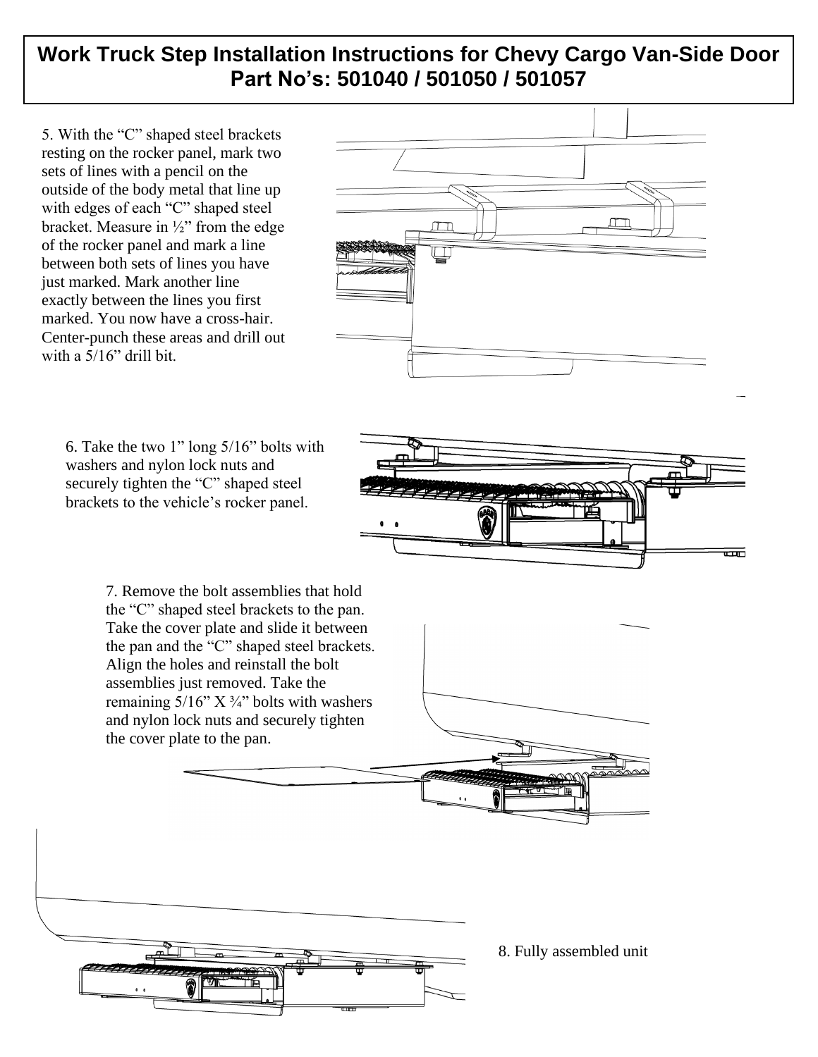# Work Truck Step Installation Instructions for Chevy Cargo Van-Side Door
## Part No's: 501040 / 501050 / 501057

5. With the "C" shaped steel brackets resting on the rocker panel, mark two sets of lines with a pencil on the outside of the body metal that line up with edges of each "C" shaped steel bracket. Measure in ½" from the edge of the rocker panel and mark a line between both sets of lines you have just marked. Mark another line exactly between the lines you first marked. You now have a cross-hair. Center-punch these areas and drill out with a 5/16" drill bit.

6. Take the two 1" long 5/16" bolts with washers and nylon lock nuts and securely tighten the "C" shaped steel brackets to the vehicle's rocker panel.

7. Remove the bolt assemblies that hold the "C" shaped steel brackets to the pan. Take the cover plate and slide it between the pan and the "C" shaped steel brackets. Align the holes and reinstall the bolt assemblies just removed. Take the remaining 5/16" X ¾" bolts with washers and nylon lock nuts and securely tighten the cover plate to the pan.

8. Fully assembled unit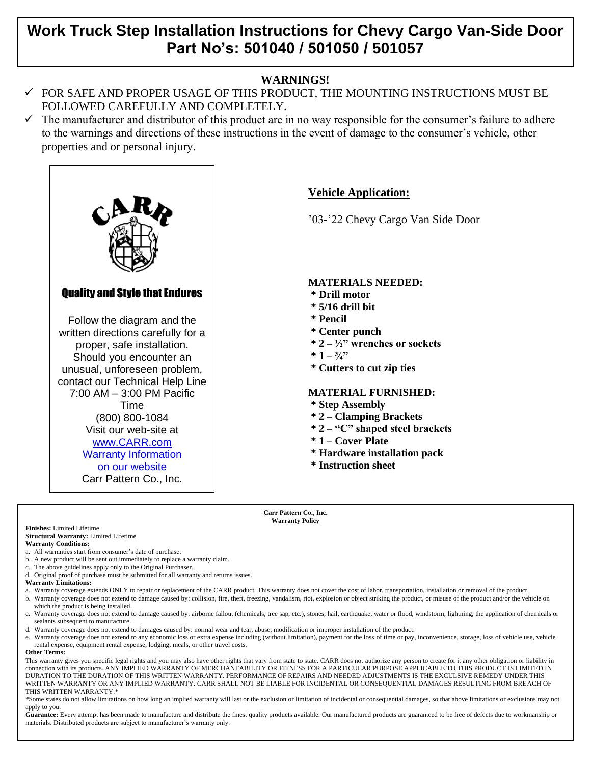# Work Truck Step Installation Instructions for Chevy Cargo Van-Side Door
## Part No's: 501040 / 501050 / 501057

**WARNINGS!**

- ✓ FOR SAFE AND PROPER USAGE OF THIS PRODUCT, THE MOUNTING INSTRUCTIONS MUST BE FOLLOWED CAREFULLY AND COMPLETELY.
- ✓ The manufacturer and distributor of this product are in no way responsible for the consumer's failure to adhere to the warnings and directions of these instructions in the event of damage to the consumer's vehicle, other properties and or personal injury.

CARR

**Quality and Style that Endures**

Follow the diagram and the written directions carefully for a proper, safe installation. Should you encounter an unusual, unforeseen problem, contact our Technical Help Line 7:00 AM – 3:00 PM Pacific Time
(800) 800-1084
Visit our web-site at
www.CARR.com
Warranty Information on our website
Carr Pattern Co., Inc.

**Vehicle Application:**

'03-'22 Chevy Cargo Van Side Door

**MATERIALS NEEDED:**
- **\* Drill motor**
- **\* 5/16 drill bit**
- **\* Pencil**
- **\* Center punch**
- **\* 2 – ½" wrenches or sockets**
- **\* 1 – ¾"**
- **\* Cutters to cut zip ties**

**MATERIAL FURNISHED:**
- **\* Step Assembly**
- **\* 2 – Clamping Brackets**
- **\* 2 – "C" shaped steel brackets**
- **\* 1 – Cover Plate**
- **\* Hardware installation pack**
- **\* Instruction sheet**

**Carr Pattern Co., Inc.**
**Warranty Policy**

**Finishes:** Limited Lifetime
**Structural Warranty:** Limited Lifetime
**Warranty Conditions:**
a. All warranties start from consumer's date of purchase.
b. A new product will be sent out immediately to replace a warranty claim.
c. The above guidelines apply only to the Original Purchaser.
d. Original proof of purchase must be submitted for all warranty and returns issues.

**Warranty Limitations:**
a. Warranty coverage extends ONLY to repair or replacement of the CARR product. This warranty does not cover the cost of labor, transportation, installation or removal of the product.
b. Warranty coverage does not extend to damage caused by: collision, fire, theft, freezing, vandalism, riot, explosion or object striking the product, or misuse of the product and/or the vehicle on which the product is being installed.
c. Warranty coverage does not extend to damage caused by: airborne fallout (chemicals, tree sap, etc.), stones, hail, earthquake, water or flood, windstorm, lightning, the application of chemicals or sealants subsequent to manufacture.
d. Warranty coverage does not extend to damages caused by: normal wear and tear, abuse, modification or improper installation of the product.
e. Warranty coverage does not extend to any economic loss or extra expense including (without limitation), payment for the loss of time or pay, inconvenience, storage, loss of vehicle use, vehicle rental expense, equipment rental expense, lodging, meals, or other travel costs.

**Other Terms:**
This warranty gives you specific legal rights and you may also have other rights that vary from state to state. CARR does not authorize any person to create for it any other obligation or liability in connection with its products. ANY IMPLIED WARRANTY OF MERCHANTABILITY OR FITNESS FOR A PARTICULAR PURPOSE APPLICABLE TO THIS PRODUCT IS LIMITED IN DURATION TO THE DURATION OF THIS WRITTEN WARRANTY. PERFORMANCE OF REPAIRS AND NEEDED ADJUSTMENTS IS THE EXCULSIVE REMEDY UNDER THIS WRITTEN WARRANTY OR ANY IMPLIED WARRANTY. CARR SHALL NOT BE LIABLE FOR INCIDENTAL OR CONSEQUENTIAL DAMAGES RESULTING FROM BREACH OF THIS WRITTEN WARRANTY.*

*Some states do not allow limitations on how long an implied warranty will last or the exclusion or limitation of incidental or consequential damages, so that above limitations or exclusions may not apply to you.

**Guarantee:** Every attempt has been made to manufacture and distribute the finest quality products available. Our manufactured products are guaranteed to be free of defects due to workmanship or materials. Distributed products are subject to manufacturer's warranty only.